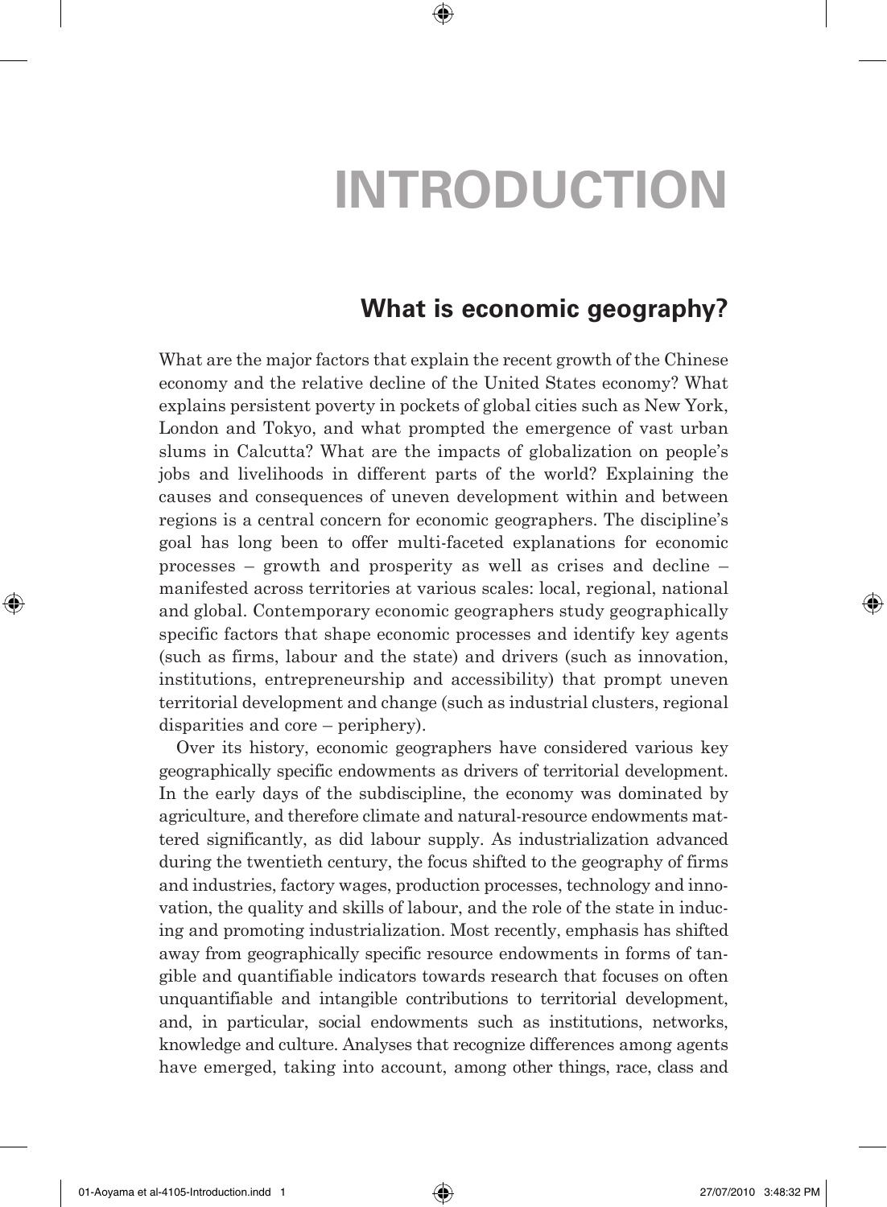# INTRODUCTION

## What is economic geography?

What are the major factors that explain the recent growth of the Chinese economy and the relative decline of the United States economy? What explains persistent poverty in pockets of global cities such as New York, London and Tokyo, and what prompted the emergence of vast urban slums in Calcutta? What are the impacts of globalization on people's jobs and livelihoods in different parts of the world? Explaining the causes and consequences of uneven development within and between regions is a central concern for economic geographers. The discipline's goal has long been to offer multi-faceted explanations for economic processes – growth and prosperity as well as crises and decline – manifested across territories at various scales: local, regional, national and global. Contemporary economic geographers study geographically specific factors that shape economic processes and identify key agents (such as firms, labour and the state) and drivers (such as innovation, institutions, entrepreneurship and accessibility) that prompt uneven territorial development and change (such as industrial clusters, regional disparities and core – periphery).

Over its history, economic geographers have considered various key geographically specific endowments as drivers of territorial development. In the early days of the subdiscipline, the economy was dominated by agriculture, and therefore climate and natural-resource endowments mattered significantly, as did labour supply. As industrialization advanced during the twentieth century, the focus shifted to the geography of firms and industries, factory wages, production processes, technology and innovation, the quality and skills of labour, and the role of the state in inducing and promoting industrialization. Most recently, emphasis has shifted away from geographically specific resource endowments in forms of tangible and quantifiable indicators towards research that focuses on often unquantifiable and intangible contributions to territorial development, and, in particular, social endowments such as institutions, networks, knowledge and culture. Analyses that recognize differences among agents have emerged, taking into account, among other things, race, class and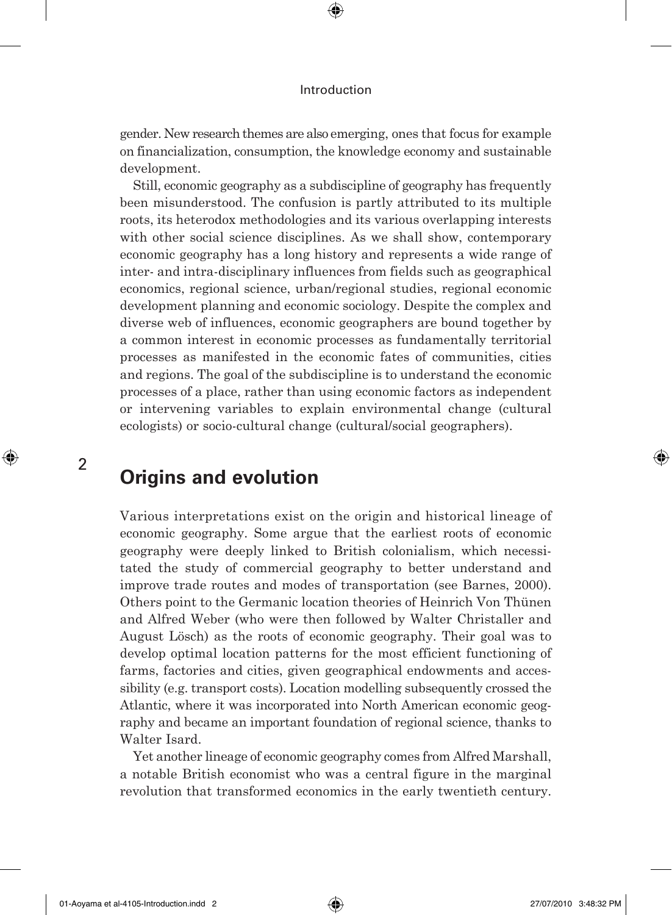gender. New research themes are also emerging, ones that focus for example on financialization, consumption, the knowledge economy and sustainable development.

Still, economic geography as a subdiscipline of geography has frequently been misunderstood. The confusion is partly attributed to its multiple roots, its heterodox methodologies and its various overlapping interests with other social science disciplines. As we shall show, contemporary economic geography has a long history and represents a wide range of inter- and intra-disciplinary influences from fields such as geographical economics, regional science, urban/regional studies, regional economic development planning and economic sociology. Despite the complex and diverse web of influences, economic geographers are bound together by a common interest in economic processes as fundamentally territorial processes as manifested in the economic fates of communities, cities and regions. The goal of the subdiscipline is to understand the economic processes of a place, rather than using economic factors as independent or intervening variables to explain environmental change (cultural ecologists) or socio-cultural change (cultural/social geographers).

## Origins and evolution

Various interpretations exist on the origin and historical lineage of economic geography. Some argue that the earliest roots of economic geography were deeply linked to British colonialism, which necessitated the study of commercial geography to better understand and improve trade routes and modes of transportation (see Barnes, 2000). Others point to the Germanic location theories of Heinrich Von Thünen and Alfred Weber (who were then followed by Walter Christaller and August Lösch) as the roots of economic geography. Their goal was to develop optimal location patterns for the most efficient functioning of farms, factories and cities, given geographical endowments and accessibility (e.g. transport costs). Location modelling subsequently crossed the Atlantic, where it was incorporated into North American economic geography and became an important foundation of regional science, thanks to Walter Isard.

Yet another lineage of economic geography comes from Alfred Marshall, a notable British economist who was a central figure in the marginal revolution that transformed economics in the early twentieth century.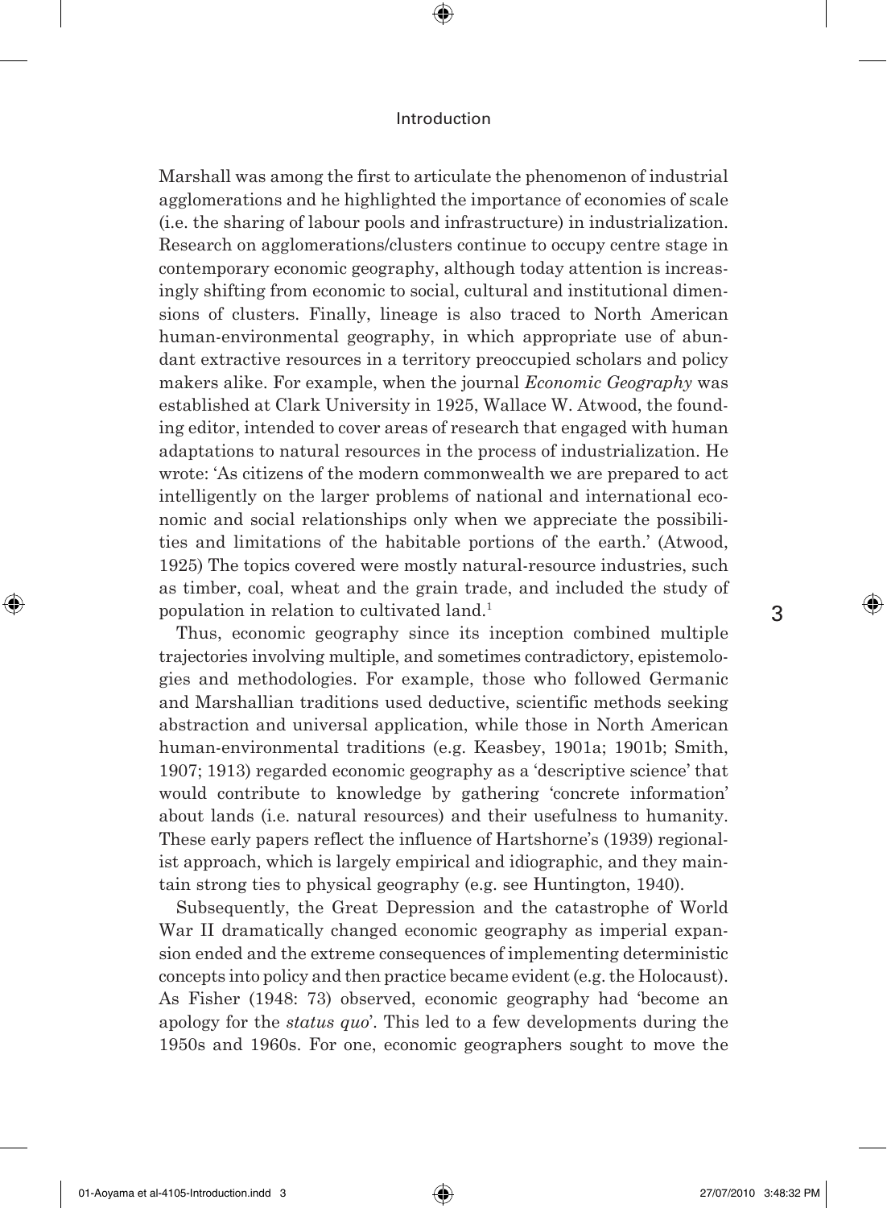Marshall was among the first to articulate the phenomenon of industrial agglomerations and he highlighted the importance of economies of scale (i.e. the sharing of labour pools and infrastructure) in industrialization. Research on agglomerations/clusters continue to occupy centre stage in contemporary economic geography, although today attention is increasingly shifting from economic to social, cultural and institutional dimensions of clusters. Finally, lineage is also traced to North American human-environmental geography, in which appropriate use of abundant extractive resources in a territory preoccupied scholars and policy makers alike. For example, when the journal *Economic Geography* was established at Clark University in 1925, Wallace W. Atwood, the founding editor, intended to cover areas of research that engaged with human adaptations to natural resources in the process of industrialization. He wrote: 'As citizens of the modern commonwealth we are prepared to act intelligently on the larger problems of national and international economic and social relationships only when we appreciate the possibilities and limitations of the habitable portions of the earth.' (Atwood, 1925) The topics covered were mostly natural-resource industries, such as timber, coal, wheat and the grain trade, and included the study of population in relation to cultivated land.[1]

Thus, economic geography since its inception combined multiple trajectories involving multiple, and sometimes contradictory, epistemologies and methodologies. For example, those who followed Germanic and Marshallian traditions used deductive, scientific methods seeking abstraction and universal application, while those in North American human-environmental traditions (e.g. Keasbey, 1901a; 1901b; Smith, 1907; 1913) regarded economic geography as a 'descriptive science' that would contribute to knowledge by gathering 'concrete information' about lands (i.e. natural resources) and their usefulness to humanity. These early papers reflect the influence of Hartshorne's (1939) regionalist approach, which is largely empirical and idiographic, and they maintain strong ties to physical geography (e.g. see Huntington, 1940).

Subsequently, the Great Depression and the catastrophe of World War II dramatically changed economic geography as imperial expansion ended and the extreme consequences of implementing deterministic concepts into policy and then practice became evident (e.g. the Holocaust). As Fisher (1948: 73) observed, economic geography had 'become an apology for the *status quo*'. This led to a few developments during the 1950s and 1960s. For one, economic geographers sought to move the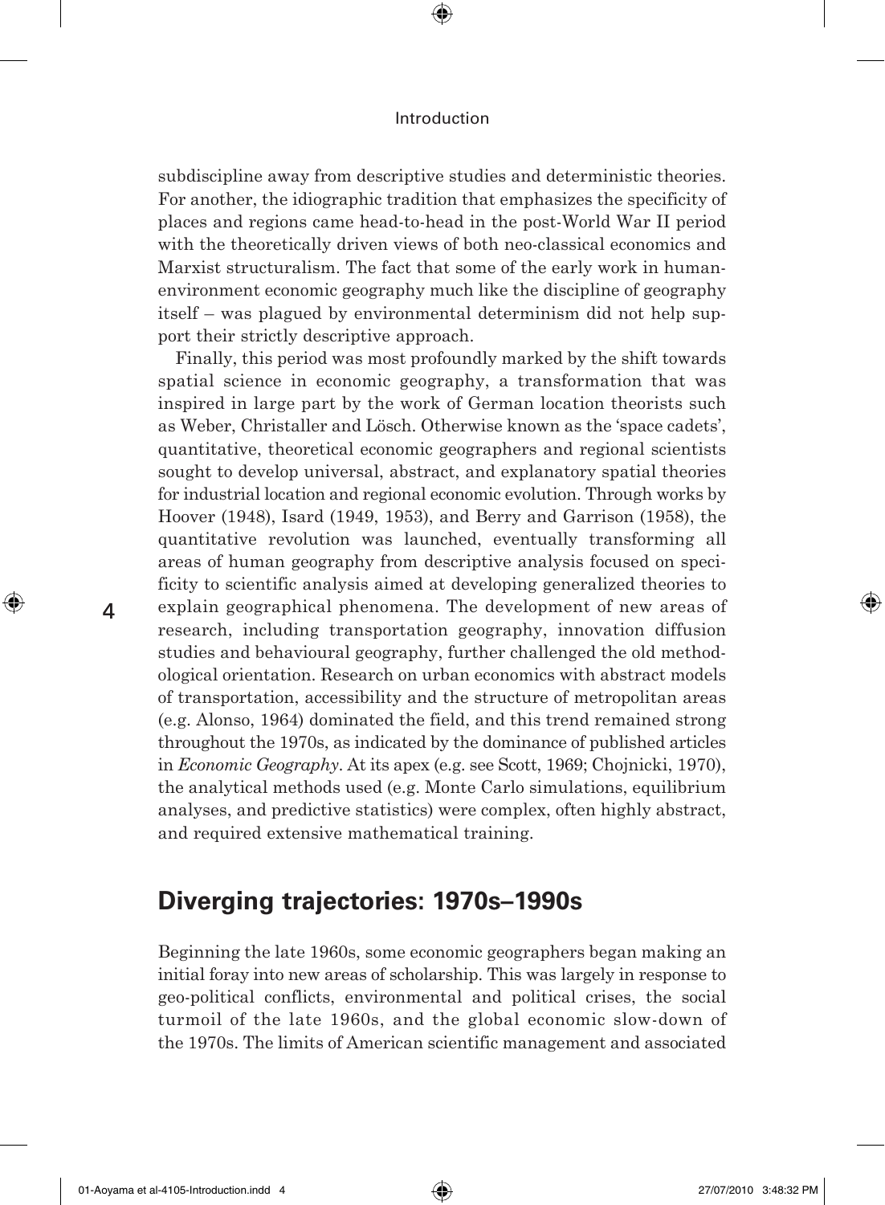subdiscipline away from descriptive studies and deterministic theories. For another, the idiographic tradition that emphasizes the specificity of places and regions came head-to-head in the post-World War II period with the theoretically driven views of both neo-classical economics and Marxist structuralism. The fact that some of the early work in human-environment economic geography much like the discipline of geography itself – was plagued by environmental determinism did not help support their strictly descriptive approach.

Finally, this period was most profoundly marked by the shift towards spatial science in economic geography, a transformation that was inspired in large part by the work of German location theorists such as Weber, Christaller and Lösch. Otherwise known as the 'space cadets', quantitative, theoretical economic geographers and regional scientists sought to develop universal, abstract, and explanatory spatial theories for industrial location and regional economic evolution. Through works by Hoover (1948), Isard (1949, 1953), and Berry and Garrison (1958), the quantitative revolution was launched, eventually transforming all areas of human geography from descriptive analysis focused on specificity to scientific analysis aimed at developing generalized theories to explain geographical phenomena. The development of new areas of research, including transportation geography, innovation diffusion studies and behavioural geography, further challenged the old methodological orientation. Research on urban economics with abstract models of transportation, accessibility and the structure of metropolitan areas (e.g. Alonso, 1964) dominated the field, and this trend remained strong throughout the 1970s, as indicated by the dominance of published articles in *Economic Geography*. At its apex (e.g. see Scott, 1969; Chojnicki, 1970), the analytical methods used (e.g. Monte Carlo simulations, equilibrium analyses, and predictive statistics) were complex, often highly abstract, and required extensive mathematical training.

## Diverging trajectories: 1970s–1990s

Beginning the late 1960s, some economic geographers began making an initial foray into new areas of scholarship. This was largely in response to geo-political conflicts, environmental and political crises, the social turmoil of the late 1960s, and the global economic slow-down of the 1970s. The limits of American scientific management and associated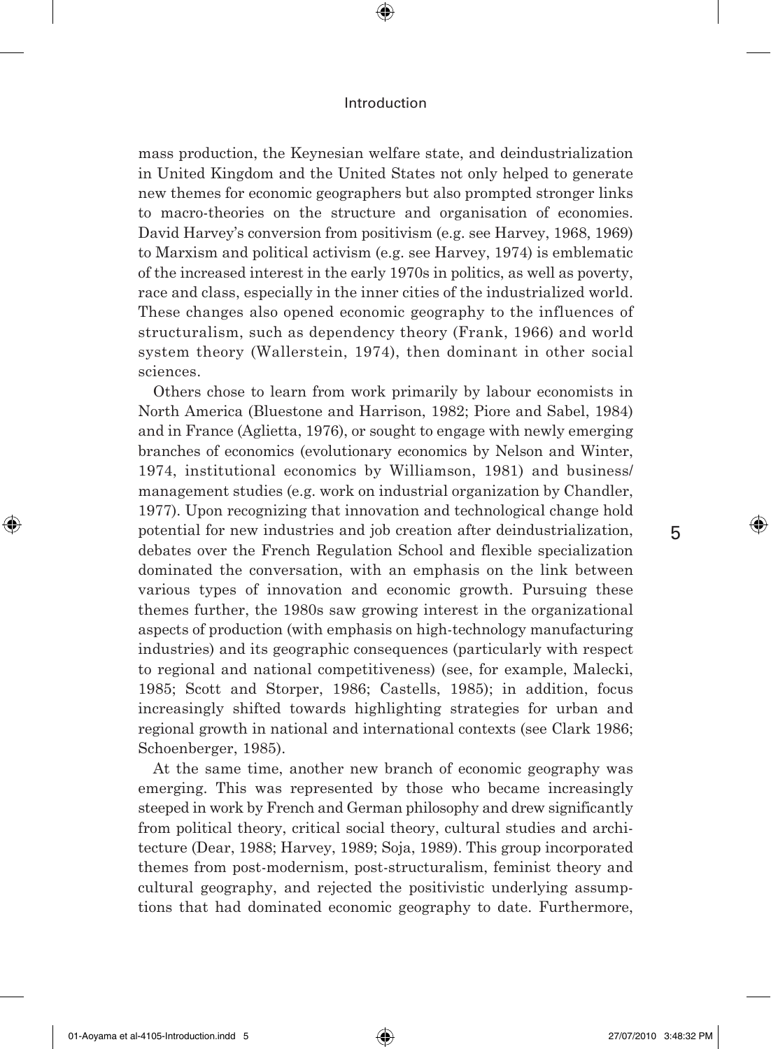mass production, the Keynesian welfare state, and deindustrialization in United Kingdom and the United States not only helped to generate new themes for economic geographers but also prompted stronger links to macro-theories on the structure and organisation of economies. David Harvey's conversion from positivism (e.g. see Harvey, 1968, 1969) to Marxism and political activism (e.g. see Harvey, 1974) is emblematic of the increased interest in the early 1970s in politics, as well as poverty, race and class, especially in the inner cities of the industrialized world. These changes also opened economic geography to the influences of structuralism, such as dependency theory (Frank, 1966) and world system theory (Wallerstein, 1974), then dominant in other social sciences.

Others chose to learn from work primarily by labour economists in North America (Bluestone and Harrison, 1982; Piore and Sabel, 1984) and in France (Aglietta, 1976), or sought to engage with newly emerging branches of economics (evolutionary economics by Nelson and Winter, 1974, institutional economics by Williamson, 1981) and business/management studies (e.g. work on industrial organization by Chandler, 1977). Upon recognizing that innovation and technological change hold potential for new industries and job creation after deindustrialization, debates over the French Regulation School and flexible specialization dominated the conversation, with an emphasis on the link between various types of innovation and economic growth. Pursuing these themes further, the 1980s saw growing interest in the organizational aspects of production (with emphasis on high-technology manufacturing industries) and its geographic consequences (particularly with respect to regional and national competitiveness) (see, for example, Malecki, 1985; Scott and Storper, 1986; Castells, 1985); in addition, focus increasingly shifted towards highlighting strategies for urban and regional growth in national and international contexts (see Clark 1986; Schoenberger, 1985).

At the same time, another new branch of economic geography was emerging. This was represented by those who became increasingly steeped in work by French and German philosophy and drew significantly from political theory, critical social theory, cultural studies and architecture (Dear, 1988; Harvey, 1989; Soja, 1989). This group incorporated themes from post-modernism, post-structuralism, feminist theory and cultural geography, and rejected the positivistic underlying assumptions that had dominated economic geography to date. Furthermore,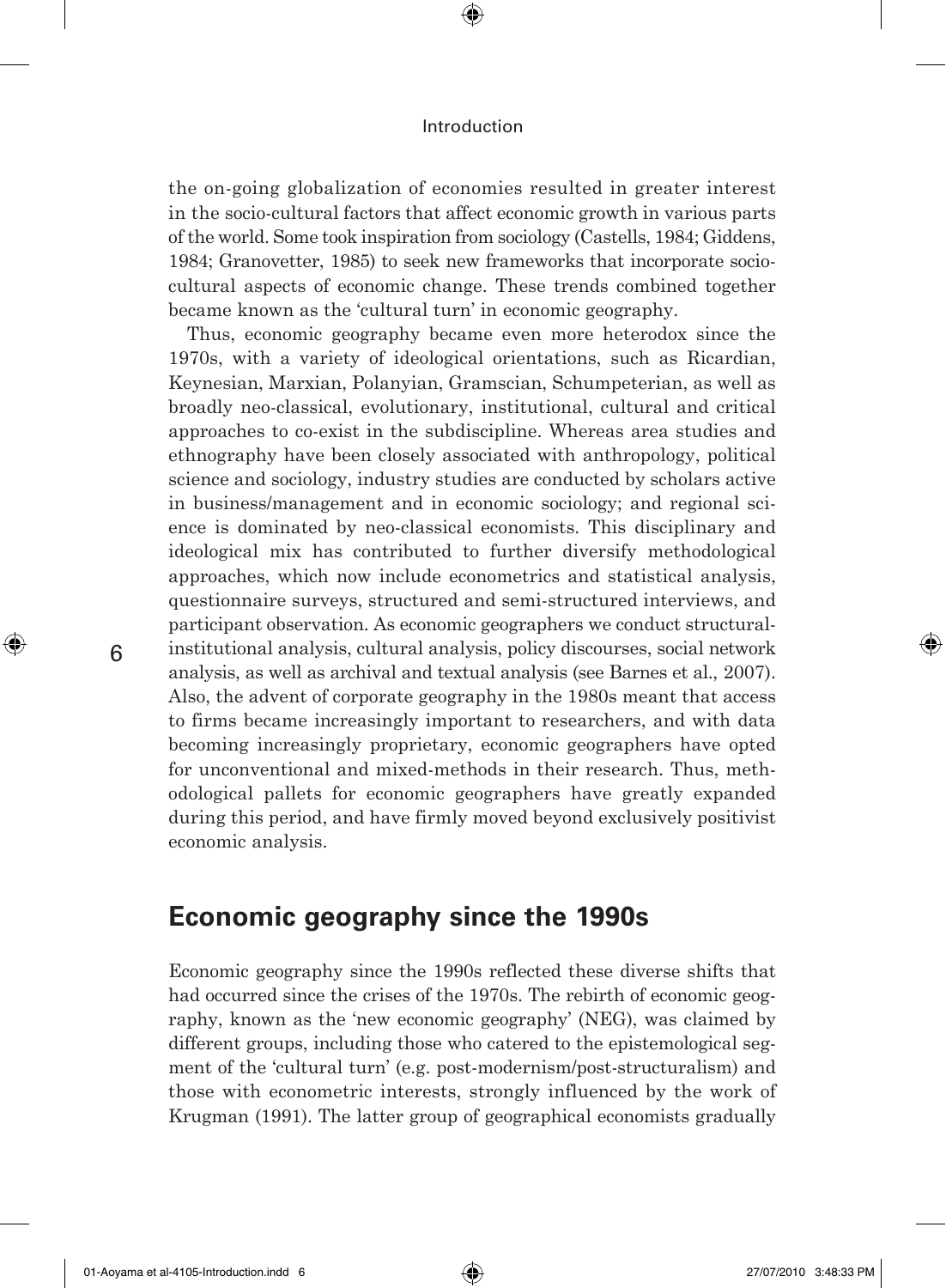the on-going globalization of economies resulted in greater interest in the socio-cultural factors that affect economic growth in various parts of the world. Some took inspiration from sociology (Castells, 1984; Giddens, 1984; Granovetter, 1985) to seek new frameworks that incorporate socio-cultural aspects of economic change. These trends combined together became known as the 'cultural turn' in economic geography.

Thus, economic geography became even more heterodox since the 1970s, with a variety of ideological orientations, such as Ricardian, Keynesian, Marxian, Polanyian, Gramscian, Schumpeterian, as well as broadly neo-classical, evolutionary, institutional, cultural and critical approaches to co-exist in the subdiscipline. Whereas area studies and ethnography have been closely associated with anthropology, political science and sociology, industry studies are conducted by scholars active in business/management and in economic sociology; and regional science is dominated by neo-classical economists. This disciplinary and ideological mix has contributed to further diversify methodological approaches, which now include econometrics and statistical analysis, questionnaire surveys, structured and semi-structured interviews, and participant observation. As economic geographers we conduct structural-institutional analysis, cultural analysis, policy discourses, social network analysis, as well as archival and textual analysis (see Barnes et al., 2007). Also, the advent of corporate geography in the 1980s meant that access to firms became increasingly important to researchers, and with data becoming increasingly proprietary, economic geographers have opted for unconventional and mixed-methods in their research. Thus, methodological pallets for economic geographers have greatly expanded during this period, and have firmly moved beyond exclusively positivist economic analysis.

## Economic geography since the 1990s

Economic geography since the 1990s reflected these diverse shifts that had occurred since the crises of the 1970s. The rebirth of economic geography, known as the 'new economic geography' (NEG), was claimed by different groups, including those who catered to the epistemological segment of the 'cultural turn' (e.g. post-modernism/post-structuralism) and those with econometric interests, strongly influenced by the work of Krugman (1991). The latter group of geographical economists gradually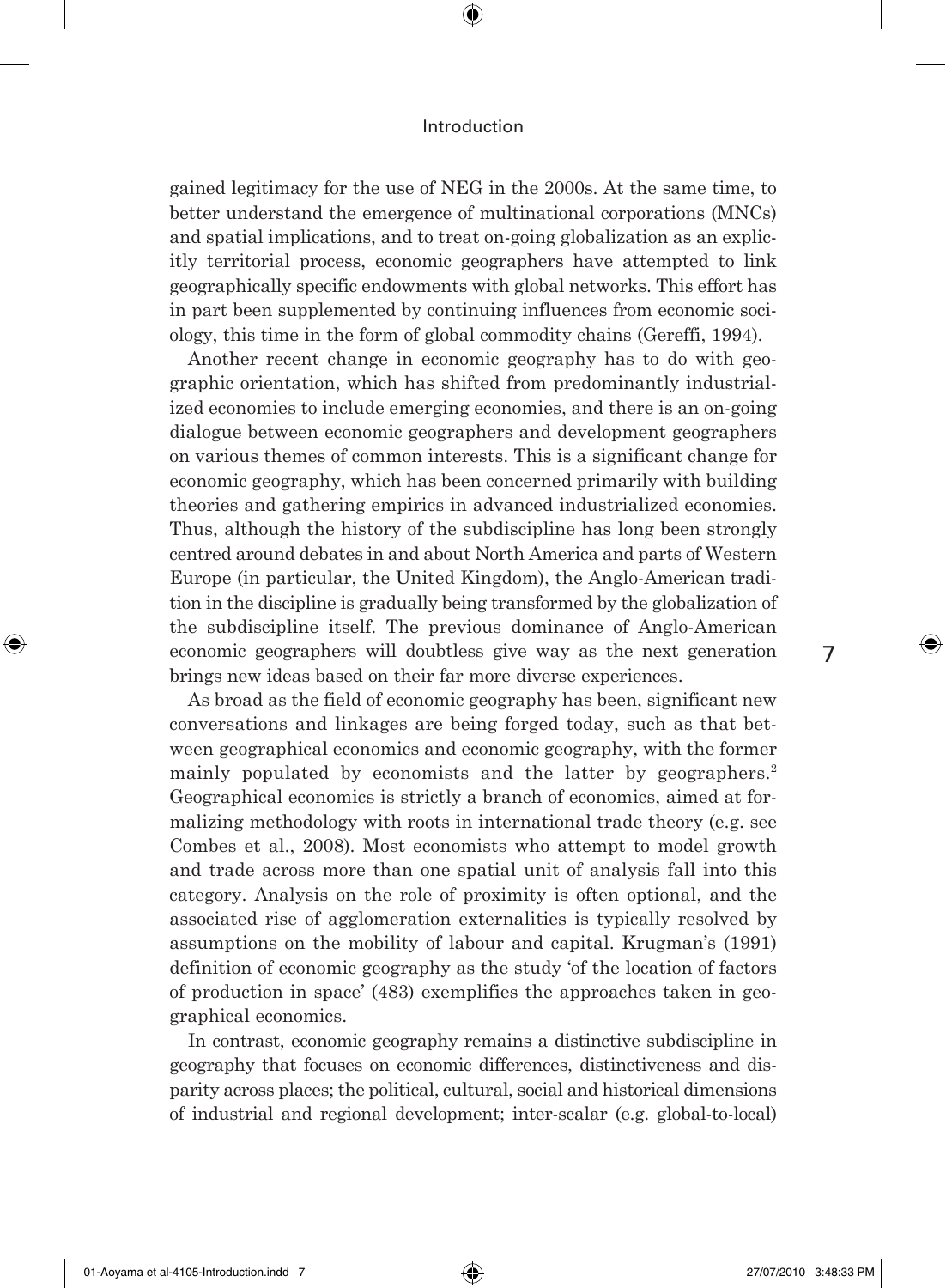gained legitimacy for the use of NEG in the 2000s. At the same time, to better understand the emergence of multinational corporations (MNCs) and spatial implications, and to treat on-going globalization as an explicitly territorial process, economic geographers have attempted to link geographically specific endowments with global networks. This effort has in part been supplemented by continuing influences from economic sociology, this time in the form of global commodity chains (Gereffi, 1994).

Another recent change in economic geography has to do with geographic orientation, which has shifted from predominantly industrialized economies to include emerging economies, and there is an on-going dialogue between economic geographers and development geographers on various themes of common interests. This is a significant change for economic geography, which has been concerned primarily with building theories and gathering empirics in advanced industrialized economies. Thus, although the history of the subdiscipline has long been strongly centred around debates in and about North America and parts of Western Europe (in particular, the United Kingdom), the Anglo-American tradition in the discipline is gradually being transformed by the globalization of the subdiscipline itself. The previous dominance of Anglo-American economic geographers will doubtless give way as the next generation brings new ideas based on their far more diverse experiences.

As broad as the field of economic geography has been, significant new conversations and linkages are being forged today, such as that between geographical economics and economic geography, with the former mainly populated by economists and the latter by geographers.[2] Geographical economics is strictly a branch of economics, aimed at formalizing methodology with roots in international trade theory (e.g. see Combes et al., 2008). Most economists who attempt to model growth and trade across more than one spatial unit of analysis fall into this category. Analysis on the role of proximity is often optional, and the associated rise of agglomeration externalities is typically resolved by assumptions on the mobility of labour and capital. Krugman's (1991) definition of economic geography as the study 'of the location of factors of production in space' (483) exemplifies the approaches taken in geographical economics.

In contrast, economic geography remains a distinctive subdiscipline in geography that focuses on economic differences, distinctiveness and disparity across places; the political, cultural, social and historical dimensions of industrial and regional development; inter-scalar (e.g. global-to-local)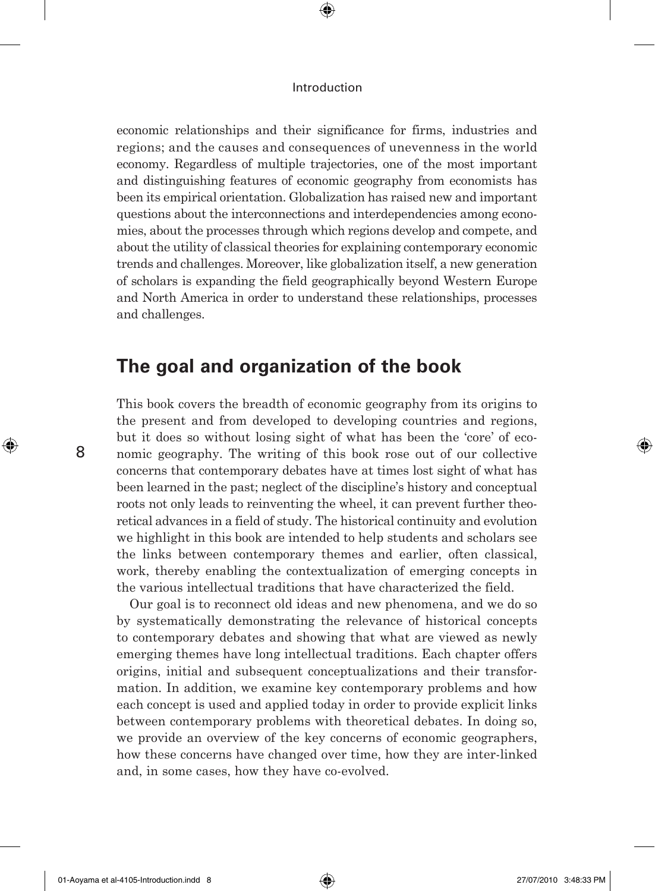economic relationships and their significance for firms, industries and regions; and the causes and consequences of unevenness in the world economy. Regardless of multiple trajectories, one of the most important and distinguishing features of economic geography from economists has been its empirical orientation. Globalization has raised new and important questions about the interconnections and interdependencies among economies, about the processes through which regions develop and compete, and about the utility of classical theories for explaining contemporary economic trends and challenges. Moreover, like globalization itself, a new generation of scholars is expanding the field geographically beyond Western Europe and North America in order to understand these relationships, processes and challenges.

## The goal and organization of the book

This book covers the breadth of economic geography from its origins to the present and from developed to developing countries and regions, but it does so without losing sight of what has been the 'core' of economic geography. The writing of this book rose out of our collective concerns that contemporary debates have at times lost sight of what has been learned in the past; neglect of the discipline's history and conceptual roots not only leads to reinventing the wheel, it can prevent further theoretical advances in a field of study. The historical continuity and evolution we highlight in this book are intended to help students and scholars see the links between contemporary themes and earlier, often classical, work, thereby enabling the contextualization of emerging concepts in the various intellectual traditions that have characterized the field.

Our goal is to reconnect old ideas and new phenomena, and we do so by systematically demonstrating the relevance of historical concepts to contemporary debates and showing that what are viewed as newly emerging themes have long intellectual traditions. Each chapter offers origins, initial and subsequent conceptualizations and their transformation. In addition, we examine key contemporary problems and how each concept is used and applied today in order to provide explicit links between contemporary problems with theoretical debates. In doing so, we provide an overview of the key concerns of economic geographers, how these concerns have changed over time, how they are inter-linked and, in some cases, how they have co-evolved.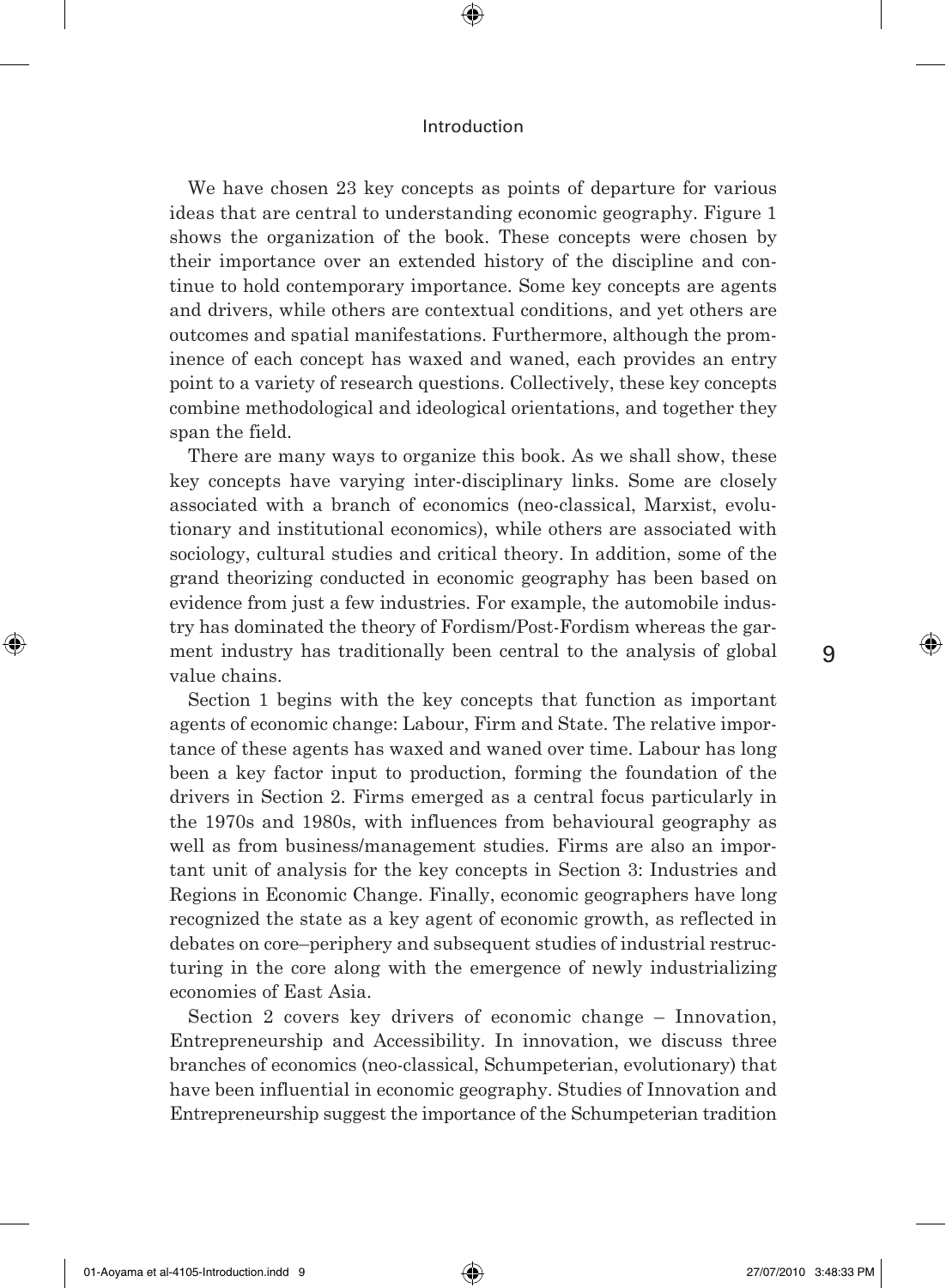We have chosen 23 key concepts as points of departure for various ideas that are central to understanding economic geography. Figure 1 shows the organization of the book. These concepts were chosen by their importance over an extended history of the discipline and continue to hold contemporary importance. Some key concepts are agents and drivers, while others are contextual conditions, and yet others are outcomes and spatial manifestations. Furthermore, although the prominence of each concept has waxed and waned, each provides an entry point to a variety of research questions. Collectively, these key concepts combine methodological and ideological orientations, and together they span the field.

There are many ways to organize this book. As we shall show, these key concepts have varying inter-disciplinary links. Some are closely associated with a branch of economics (neo-classical, Marxist, evolutionary and institutional economics), while others are associated with sociology, cultural studies and critical theory. In addition, some of the grand theorizing conducted in economic geography has been based on evidence from just a few industries. For example, the automobile industry has dominated the theory of Fordism/Post-Fordism whereas the garment industry has traditionally been central to the analysis of global value chains.

Section 1 begins with the key concepts that function as important agents of economic change: Labour, Firm and State. The relative importance of these agents has waxed and waned over time. Labour has long been a key factor input to production, forming the foundation of the drivers in Section 2. Firms emerged as a central focus particularly in the 1970s and 1980s, with influences from behavioural geography as well as from business/management studies. Firms are also an important unit of analysis for the key concepts in Section 3: Industries and Regions in Economic Change. Finally, economic geographers have long recognized the state as a key agent of economic growth, as reflected in debates on core–periphery and subsequent studies of industrial restructuring in the core along with the emergence of newly industrializing economies of East Asia.

Section 2 covers key drivers of economic change – Innovation, Entrepreneurship and Accessibility. In innovation, we discuss three branches of economics (neo-classical, Schumpeterian, evolutionary) that have been influential in economic geography. Studies of Innovation and Entrepreneurship suggest the importance of the Schumpeterian tradition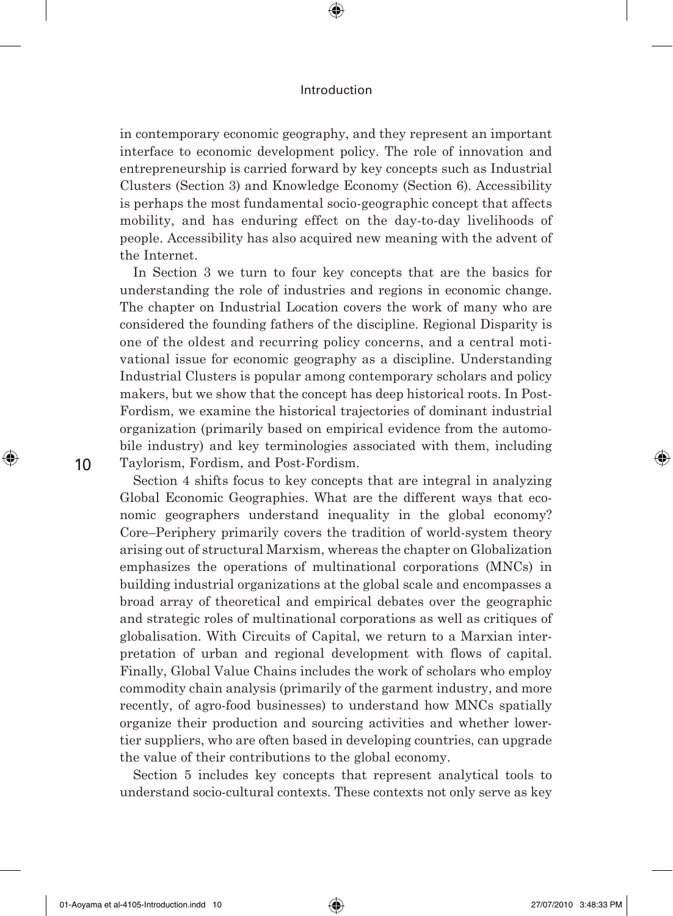in contemporary economic geography, and they represent an important interface to economic development policy. The role of innovation and entrepreneurship is carried forward by key concepts such as Industrial Clusters (Section 3) and Knowledge Economy (Section 6). Accessibility is perhaps the most fundamental socio-geographic concept that affects mobility, and has enduring effect on the day-to-day livelihoods of people. Accessibility has also acquired new meaning with the advent of the Internet.

In Section 3 we turn to four key concepts that are the basics for understanding the role of industries and regions in economic change. The chapter on Industrial Location covers the work of many who are considered the founding fathers of the discipline. Regional Disparity is one of the oldest and recurring policy concerns, and a central motivational issue for economic geography as a discipline. Understanding Industrial Clusters is popular among contemporary scholars and policy makers, but we show that the concept has deep historical roots. In Post-Fordism, we examine the historical trajectories of dominant industrial organization (primarily based on empirical evidence from the automobile industry) and key terminologies associated with them, including Taylorism, Fordism, and Post-Fordism.

Section 4 shifts focus to key concepts that are integral in analyzing Global Economic Geographies. What are the different ways that economic geographers understand inequality in the global economy? Core–Periphery primarily covers the tradition of world-system theory arising out of structural Marxism, whereas the chapter on Globalization emphasizes the operations of multinational corporations (MNCs) in building industrial organizations at the global scale and encompasses a broad array of theoretical and empirical debates over the geographic and strategic roles of multinational corporations as well as critiques of globalisation. With Circuits of Capital, we return to a Marxian interpretation of urban and regional development with flows of capital. Finally, Global Value Chains includes the work of scholars who employ commodity chain analysis (primarily of the garment industry, and more recently, of agro-food businesses) to understand how MNCs spatially organize their production and sourcing activities and whether lower-tier suppliers, who are often based in developing countries, can upgrade the value of their contributions to the global economy.

Section 5 includes key concepts that represent analytical tools to understand socio-cultural contexts. These contexts not only serve as key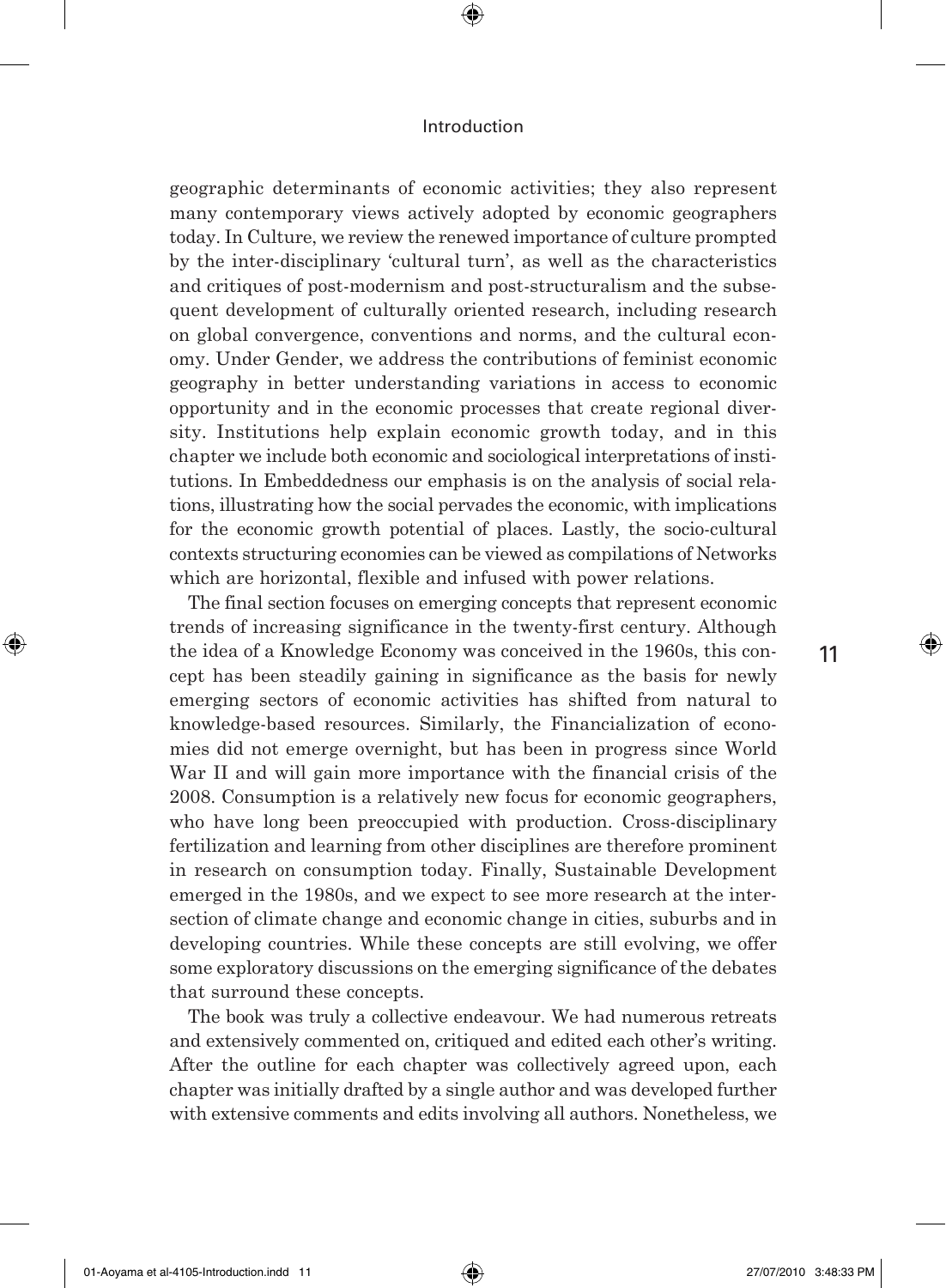geographic determinants of economic activities; they also represent many contemporary views actively adopted by economic geographers today. In Culture, we review the renewed importance of culture prompted by the inter-disciplinary 'cultural turn', as well as the characteristics and critiques of post-modernism and post-structuralism and the subsequent development of culturally oriented research, including research on global convergence, conventions and norms, and the cultural economy. Under Gender, we address the contributions of feminist economic geography in better understanding variations in access to economic opportunity and in the economic processes that create regional diversity. Institutions help explain economic growth today, and in this chapter we include both economic and sociological interpretations of institutions. In Embeddedness our emphasis is on the analysis of social relations, illustrating how the social pervades the economic, with implications for the economic growth potential of places. Lastly, the socio-cultural contexts structuring economies can be viewed as compilations of Networks which are horizontal, flexible and infused with power relations.

The final section focuses on emerging concepts that represent economic trends of increasing significance in the twenty-first century. Although the idea of a Knowledge Economy was conceived in the 1960s, this concept has been steadily gaining in significance as the basis for newly emerging sectors of economic activities has shifted from natural to knowledge-based resources. Similarly, the Financialization of economies did not emerge overnight, but has been in progress since World War II and will gain more importance with the financial crisis of the 2008. Consumption is a relatively new focus for economic geographers, who have long been preoccupied with production. Cross-disciplinary fertilization and learning from other disciplines are therefore prominent in research on consumption today. Finally, Sustainable Development emerged in the 1980s, and we expect to see more research at the intersection of climate change and economic change in cities, suburbs and in developing countries. While these concepts are still evolving, we offer some exploratory discussions on the emerging significance of the debates that surround these concepts.

The book was truly a collective endeavour. We had numerous retreats and extensively commented on, critiqued and edited each other's writing. After the outline for each chapter was collectively agreed upon, each chapter was initially drafted by a single author and was developed further with extensive comments and edits involving all authors. Nonetheless, we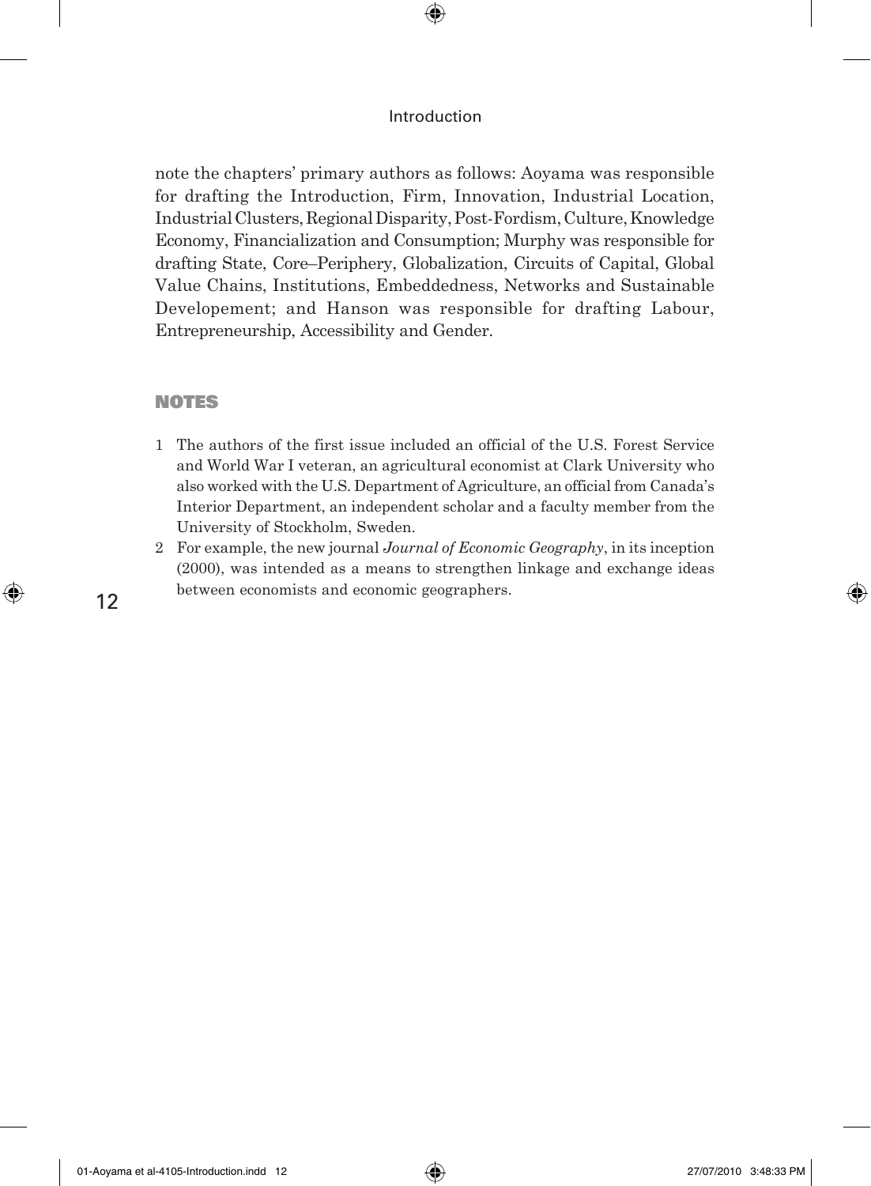note the chapters' primary authors as follows: Aoyama was responsible for drafting the Introduction, Firm, Innovation, Industrial Location, Industrial Clusters, Regional Disparity, Post-Fordism, Culture, Knowledge Economy, Financialization and Consumption; Murphy was responsible for drafting State, Core–Periphery, Globalization, Circuits of Capital, Global Value Chains, Institutions, Embeddedness, Networks and Sustainable Developement; and Hanson was responsible for drafting Labour, Entrepreneurship, Accessibility and Gender.

## NOTES

1 The authors of the first issue included an official of the U.S. Forest Service and World War I veteran, an agricultural economist at Clark University who also worked with the U.S. Department of Agriculture, an official from Canada's Interior Department, an independent scholar and a faculty member from the University of Stockholm, Sweden.

2 For example, the new journal *Journal of Economic Geography*, in its inception (2000), was intended as a means to strengthen linkage and exchange ideas between economists and economic geographers.